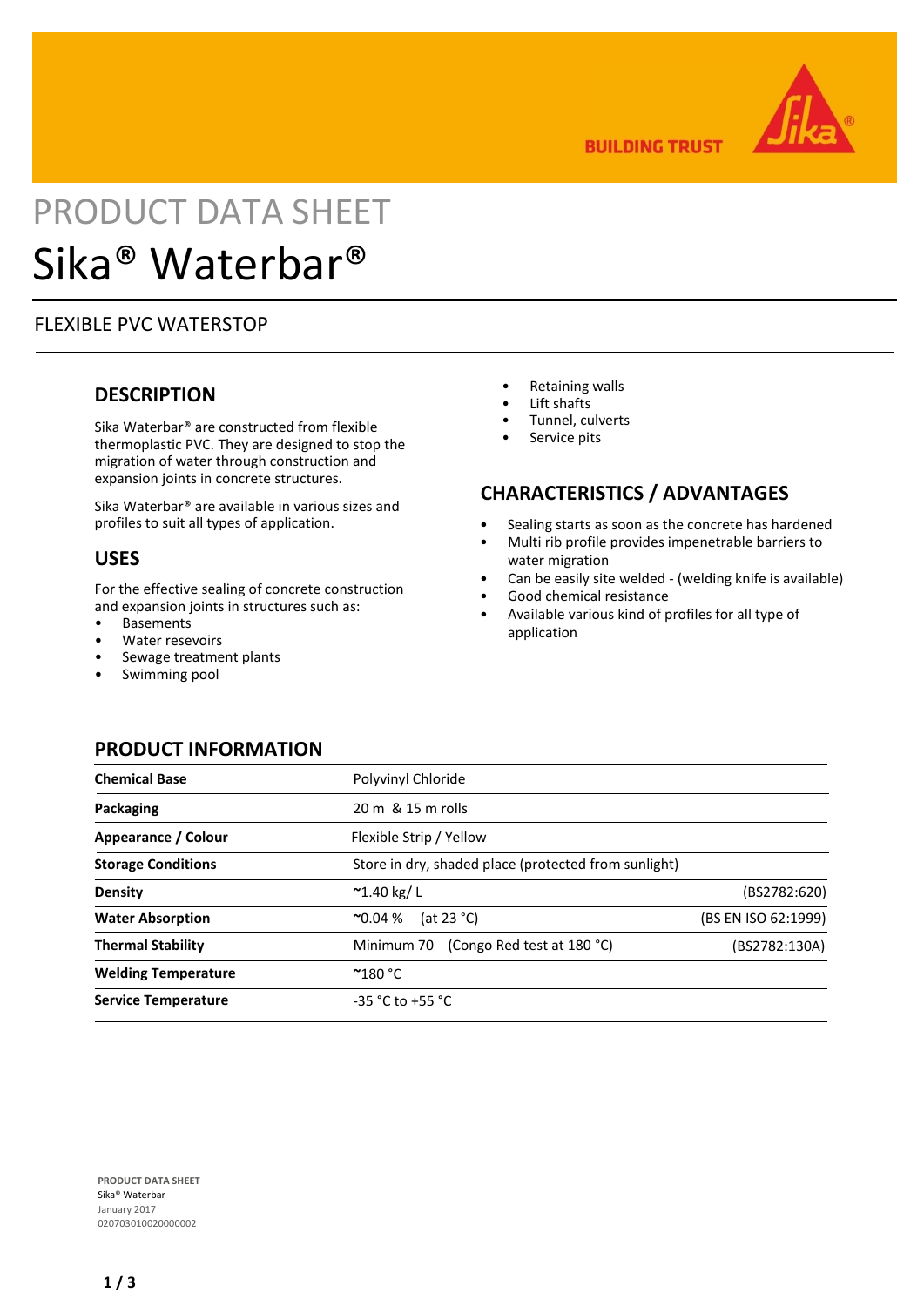# PRODUCT DATA SHEET

# Sika® Waterbar®

FLEXIBLE PVC WATERSTOP

## DESCRIPTION

Sika Waterbar® are constructed from flexible thermoplastic PVC. They are designed to stop the migration of water through construction and expansion joints in concrete structures.

Sika Waterbar® are available in various sizes and profiles to suit all types of application.

## USES

For the effective sealing of concrete construction and expansion joints in structures such as:

- Basements
- Water resevoirs
- Sewage treatment plants
- Swimming pool
- Retaining walls
- Lift shafts
- Tunnel, culverts
- Service pits

## CHARACTERISTICS / ADVANTAGES

- Sealing starts as soon as the concrete has hardened
- Multi rib profile provides impenetrable barriers to water migration
- Can be easily site welded - (welding knife is available)
- Good chemical resistance
- Available various kind of profiles for all type of application

## PRODUCT INFORMATION

| | | |
|---|---|---|
| **Chemical Base** | Polyvinyl Chloride | |
| **Packaging** | 20 m & 15 m rolls | |
| **Appearance / Colour** | Flexible Strip / Yellow | |
| **Storage Conditions** | Store in dry, shaded place (protected from sunlight) | |
| **Density** | ~1.40 kg/ L | (BS2782:620) |
| **Water Absorption** | ~0.04 % (at 23 °C) | (BS EN ISO 62:1999) |
| **Thermal Stability** | Minimum 70 (Congo Red test at 180 °C) | (BS2782:130A) |
| **Welding Temperature** | ~180 °C | |
| **Service Temperature** | -35 °C to +55 °C | |

**PRODUCT DATA SHEET**
Sika® Waterbar
January 2017
020703010020000002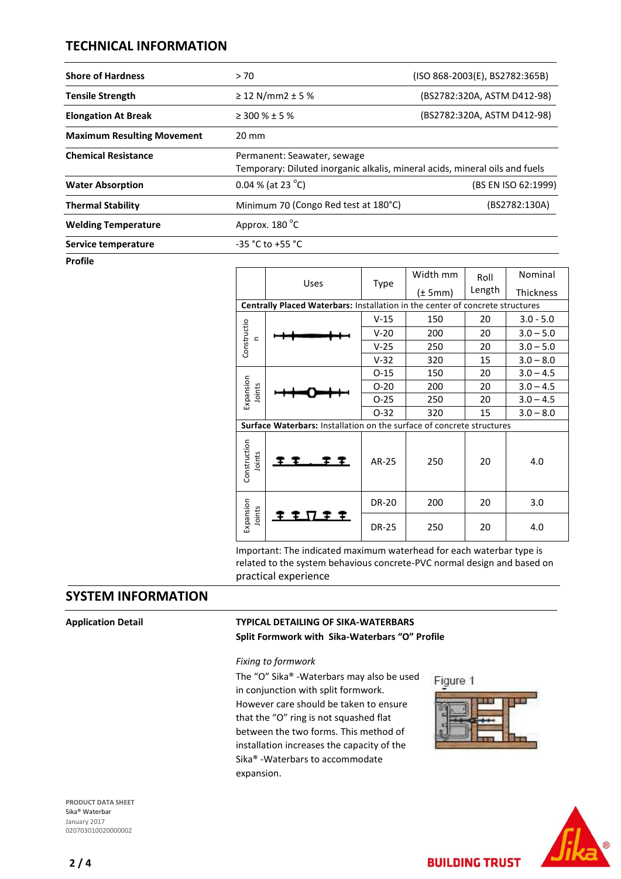## TECHNICAL INFORMATION

| | | |
|---|---|---|
| **Shore of Hardness** | > 70 | (ISO 868-2003(E), BS2782:365B) |
| **Tensile Strength** | ≥ 12 N/mm2 ± 5 % | (BS2782:320A, ASTM D412-98) |
| **Elongation At Break** | ≥ 300 % ± 5 % | (BS2782:320A, ASTM D412-98) |
| **Maximum Resulting Movement** | 20 mm | |
| **Chemical Resistance** | Permanent: Seawater, sewage<br>Temporary: Diluted inorganic alkalis, mineral acids, mineral oils and fuels | |
| **Water Absorption** | 0.04 % (at 23 °C) | (BS EN ISO 62:1999) |
| **Thermal Stability** | Minimum 70 (Congo Red test at 180°C) | (BS2782:130A) |
| **Welding Temperature** | Approx. 180 °C | |
| **Service temperature** | -35 °C to +55 °C | |

**Profile**

| | Uses | Type | Width mm (± 5mm) | Roll Length | Nominal Thickness |
|---|---|---|---|---|---|
| **Centrally Placed Waterbars:** Installation in the center of concrete structures | | | | | |
| Construction | | V-15 | 150 | 20 | 3.0 - 5.0 |
| | | V-20 | 200 | 20 | 3.0 – 5.0 |
| | | V-25 | 250 | 20 | 3.0 – 5.0 |
| | | V-32 | 320 | 15 | 3.0 – 8.0 |
| Expansion Joints | | O-15 | 150 | 20 | 3.0 – 4.5 |
| | | O-20 | 200 | 20 | 3.0 – 4.5 |
| | | O-25 | 250 | 20 | 3.0 – 4.5 |
| | | O-32 | 320 | 15 | 3.0 – 8.0 |
| **Surface Waterbars:** Installation on the surface of concrete structures | | | | | |
| Construction Joints | | AR-25 | 250 | 20 | 4.0 |
| Expansion Joints | | DR-20 | 200 | 20 | 3.0 |
| | | DR-25 | 250 | 20 | 4.0 |

Important: The indicated maximum waterhead for each waterbar type is related to the system behavious concrete-PVC normal design and based on practical experience

## SYSTEM INFORMATION

**Application Detail**

**TYPICAL DETAILING OF SIKA-WATERBARS**
**Split Formwork with Sika-Waterbars "O" Profile**

*Fixing to formwork*

The "O" Sika® -Waterbars may also be used in conjunction with split formwork. However care should be taken to ensure that the "O" ring is not squashed flat between the two forms. This method of installation increases the capacity of the Sika® -Waterbars to accommodate expansion.

Figure 1

PRODUCT DATA SHEET
Sika® Waterbar
January 2017
020703010020000002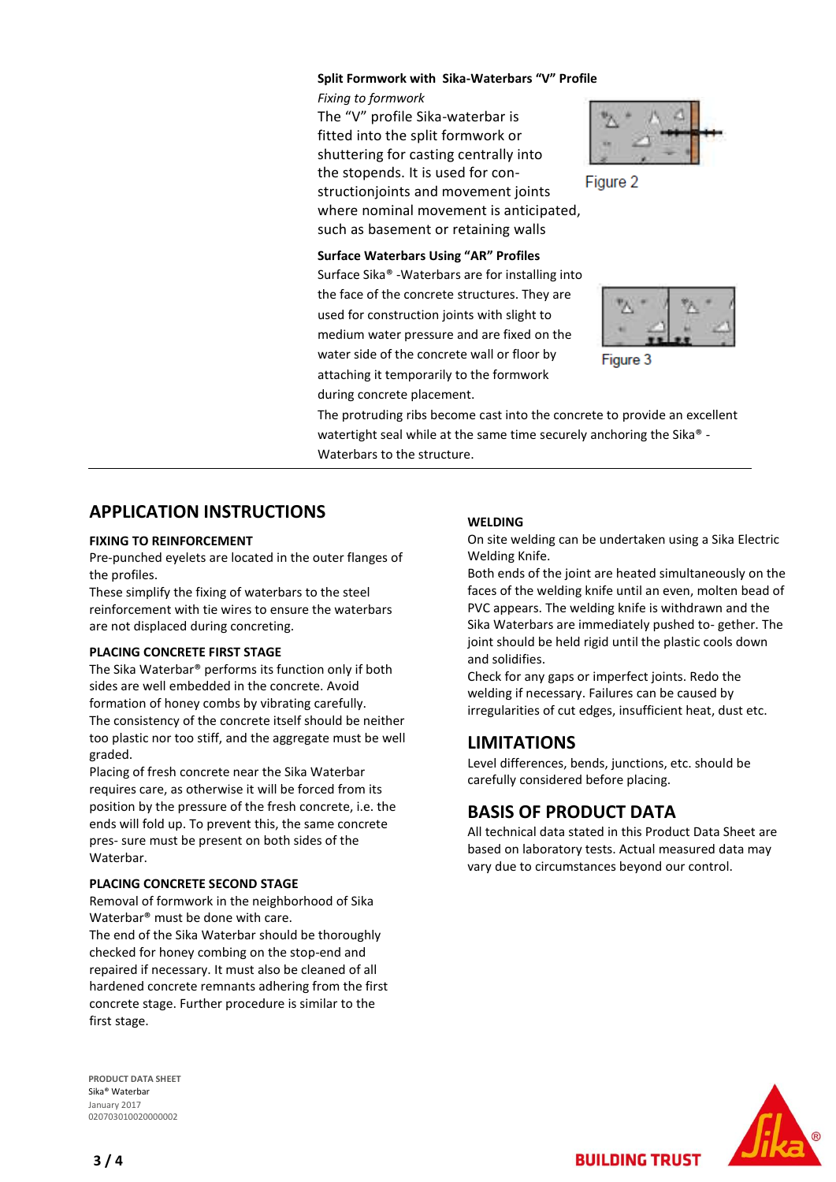**Split Formwork with Sika-Waterbars "V" Profile**

*Fixing to formwork*

The "V" profile Sika-waterbar is fitted into the split formwork or shuttering for casting centrally into the stopends. It is used for con-structionjoints and movement joints where nominal movement is anticipated, such as basement or retaining walls

Figure 2

**Surface Waterbars Using "AR" Profiles**

Surface Sika® -Waterbars are for installing into the face of the concrete structures. They are used for construction joints with slight to medium water pressure and are fixed on the water side of the concrete wall or floor by attaching it temporarily to the formwork during concrete placement.

Figure 3

The protruding ribs become cast into the concrete to provide an excellent watertight seal while at the same time securely anchoring the Sika® - Waterbars to the structure.

## APPLICATION INSTRUCTIONS

### FIXING TO REINFORCEMENT

Pre-punched eyelets are located in the outer flanges of the profiles.
These simplify the fixing of waterbars to the steel reinforcement with tie wires to ensure the waterbars are not displaced during concreting.

### PLACING CONCRETE FIRST STAGE

The Sika Waterbar® performs its function only if both sides are well embedded in the concrete. Avoid formation of honey combs by vibrating carefully.
The consistency of the concrete itself should be neither too plastic nor too stiff, and the aggregate must be well graded.
Placing of fresh concrete near the Sika Waterbar requires care, as otherwise it will be forced from its position by the pressure of the fresh concrete, i.e. the ends will fold up. To prevent this, the same concrete pres- sure must be present on both sides of the Waterbar.

### PLACING CONCRETE SECOND STAGE

Removal of formwork in the neighborhood of Sika Waterbar® must be done with care.
The end of the Sika Waterbar should be thoroughly checked for honey combing on the stop-end and repaired if necessary. It must also be cleaned of all hardened concrete remnants adhering from the first concrete stage. Further procedure is similar to the first stage.

### WELDING

On site welding can be undertaken using a Sika Electric Welding Knife.
Both ends of the joint are heated simultaneously on the faces of the welding knife until an even, molten bead of PVC appears. The welding knife is withdrawn and the Sika Waterbars are immediately pushed to- gether. The joint should be held rigid until the plastic cools down and solidifies.
Check for any gaps or imperfect joints. Redo the welding if necessary. Failures can be caused by irregularities of cut edges, insufficient heat, dust etc.

## LIMITATIONS

Level differences, bends, junctions, etc. should be carefully considered before placing.

## BASIS OF PRODUCT DATA

All technical data stated in this Product Data Sheet are based on laboratory tests. Actual measured data may vary due to circumstances beyond our control.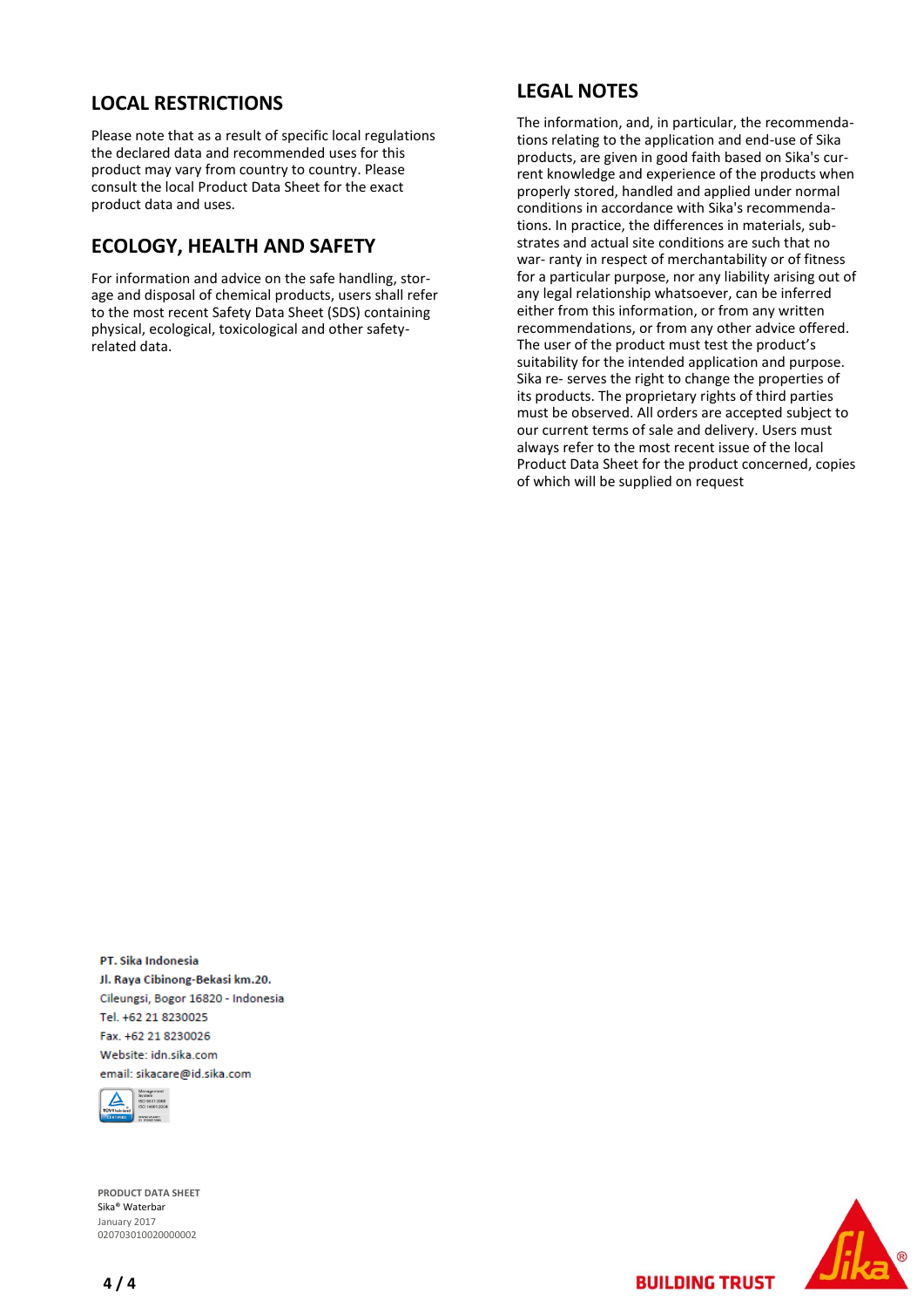## LOCAL RESTRICTIONS

Please note that as a result of specific local regulations the declared data and recommended uses for this product may vary from country to country. Please consult the local Product Data Sheet for the exact product data and uses.

## ECOLOGY, HEALTH AND SAFETY

For information and advice on the safe handling, storage and disposal of chemical products, users shall refer to the most recent Safety Data Sheet (SDS) containing physical, ecological, toxicological and other safety-related data.

## LEGAL NOTES

The information, and, in particular, the recommendations relating to the application and end-use of Sika products, are given in good faith based on Sika's current knowledge and experience of the products when properly stored, handled and applied under normal conditions in accordance with Sika's recommendations. In practice, the differences in materials, substrates and actual site conditions are such that no warranty in respect of merchantability or of fitness for a particular purpose, nor any liability arising out of any legal relationship whatsoever, can be inferred either from this information, or from any written recommendations, or from any other advice offered. The user of the product must test the product's suitability for the intended application and purpose. Sika reserves the right to change the properties of its products. The proprietary rights of third parties must be observed. All orders are accepted subject to our current terms of sale and delivery. Users must always refer to the most recent issue of the local Product Data Sheet for the product concerned, copies of which will be supplied on request

**PT. Sika Indonesia**
**Jl. Raya Cibinong-Bekasi km.20.**
Cileungsi, Bogor 16820 - Indonesia
Tel. +62 21 8230025
Fax. +62 21 8230026
Website: idn.sika.com
email: sikacare@id.sika.com

**PRODUCT DATA SHEET**
Sika® Waterbar
January 2017
020703010020000002